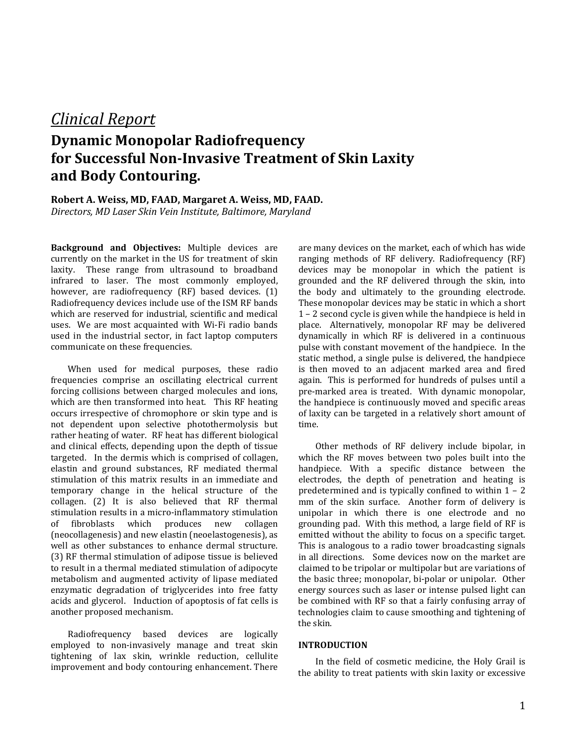*Clinical Report*

# Dynamic Monopolar Radiofrequency for Successful Non-Invasive Treatment of Skin Laxity and Body Contouring.

**Robert A. Weiss, MD, FAAD, Margaret A. Weiss, MD, FAAD.**
*Directors, MD Laser Skin Vein Institute, Baltimore, Maryland*

**Background and Objectives:** Multiple devices are currently on the market in the US for treatment of skin laxity. These range from ultrasound to broadband infrared to laser. The most commonly employed, however, are radiofrequency (RF) based devices. (1) Radiofrequency devices include use of the ISM RF bands which are reserved for industrial, scientific and medical uses. We are most acquainted with Wi-Fi radio bands used in the industrial sector, in fact laptop computers communicate on these frequencies.

When used for medical purposes, these radio frequencies comprise an oscillating electrical current forcing collisions between charged molecules and ions, which are then transformed into heat. This RF heating occurs irrespective of chromophore or skin type and is not dependent upon selective photothermolysis but rather heating of water. RF heat has different biological and clinical effects, depending upon the depth of tissue targeted. In the dermis which is comprised of collagen, elastin and ground substances, RF mediated thermal stimulation of this matrix results in an immediate and temporary change in the helical structure of the collagen. (2) It is also believed that RF thermal stimulation results in a micro-inflammatory stimulation of fibroblasts which produces new collagen (neocollagenesis) and new elastin (neoelastogenesis), as well as other substances to enhance dermal structure. (3) RF thermal stimulation of adipose tissue is believed to result in a thermal mediated stimulation of adipocyte metabolism and augmented activity of lipase mediated enzymatic degradation of triglycerides into free fatty acids and glycerol. Induction of apoptosis of fat cells is another proposed mechanism.

Radiofrequency based devices are logically employed to non-invasively manage and treat skin tightening of lax skin, wrinkle reduction, cellulite improvement and body contouring enhancement. There are many devices on the market, each of which has wide ranging methods of RF delivery. Radiofrequency (RF) devices may be monopolar in which the patient is grounded and the RF delivered through the skin, into the body and ultimately to the grounding electrode. These monopolar devices may be static in which a short 1 – 2 second cycle is given while the handpiece is held in place. Alternatively, monopolar RF may be delivered dynamically in which RF is delivered in a continuous pulse with constant movement of the handpiece. In the static method, a single pulse is delivered, the handpiece is then moved to an adjacent marked area and fired again. This is performed for hundreds of pulses until a pre-marked area is treated. With dynamic monopolar, the handpiece is continuously moved and specific areas of laxity can be targeted in a relatively short amount of time.

Other methods of RF delivery include bipolar, in which the RF moves between two poles built into the handpiece. With a specific distance between the electrodes, the depth of penetration and heating is predetermined and is typically confined to within 1 – 2 mm of the skin surface. Another form of delivery is unipolar in which there is one electrode and no grounding pad. With this method, a large field of RF is emitted without the ability to focus on a specific target. This is analogous to a radio tower broadcasting signals in all directions. Some devices now on the market are claimed to be tripolar or multipolar but are variations of the basic three; monopolar, bi-polar or unipolar. Other energy sources such as laser or intense pulsed light can be combined with RF so that a fairly confusing array of technologies claim to cause smoothing and tightening of the skin.

## INTRODUCTION

In the field of cosmetic medicine, the Holy Grail is the ability to treat patients with skin laxity or excessive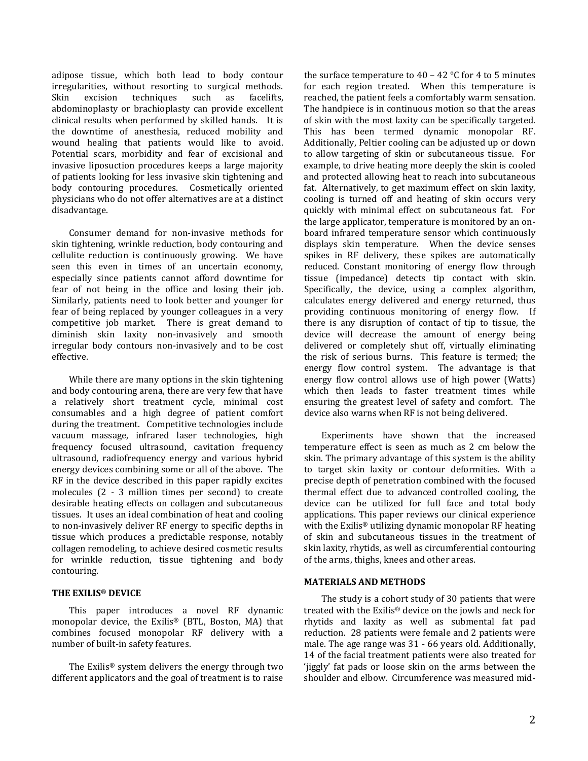adipose tissue, which both lead to body contour irregularities, without resorting to surgical methods. Skin excision techniques such as facelifts, abdominoplasty or brachioplasty can provide excellent clinical results when performed by skilled hands. It is the downtime of anesthesia, reduced mobility and wound healing that patients would like to avoid. Potential scars, morbidity and fear of excisional and invasive liposuction procedures keeps a large majority of patients looking for less invasive skin tightening and body contouring procedures. Cosmetically oriented physicians who do not offer alternatives are at a distinct disadvantage.

Consumer demand for non-invasive methods for skin tightening, wrinkle reduction, body contouring and cellulite reduction is continuously growing. We have seen this even in times of an uncertain economy, especially since patients cannot afford downtime for fear of not being in the office and losing their job. Similarly, patients need to look better and younger for fear of being replaced by younger colleagues in a very competitive job market. There is great demand to diminish skin laxity non-invasively and smooth irregular body contours non-invasively and to be cost effective.

While there are many options in the skin tightening and body contouring arena, there are very few that have a relatively short treatment cycle, minimal cost consumables and a high degree of patient comfort during the treatment. Competitive technologies include vacuum massage, infrared laser technologies, high frequency focused ultrasound, cavitation frequency ultrasound, radiofrequency energy and various hybrid energy devices combining some or all of the above. The RF in the device described in this paper rapidly excites molecules (2 - 3 million times per second) to create desirable heating effects on collagen and subcutaneous tissues. It uses an ideal combination of heat and cooling to non-invasively deliver RF energy to specific depths in tissue which produces a predictable response, notably collagen remodeling, to achieve desired cosmetic results for wrinkle reduction, tissue tightening and body contouring.

## THE EXILIS® DEVICE

This paper introduces a novel RF dynamic monopolar device, the Exilis® (BTL, Boston, MA) that combines focused monopolar RF delivery with a number of built-in safety features.

The Exilis® system delivers the energy through two different applicators and the goal of treatment is to raise the surface temperature to 40 – 42 °C for 4 to 5 minutes for each region treated. When this temperature is reached, the patient feels a comfortably warm sensation. The handpiece is in continuous motion so that the areas of skin with the most laxity can be specifically targeted. This has been termed dynamic monopolar RF. Additionally, Peltier cooling can be adjusted up or down to allow targeting of skin or subcutaneous tissue. For example, to drive heating more deeply the skin is cooled and protected allowing heat to reach into subcutaneous fat. Alternatively, to get maximum effect on skin laxity, cooling is turned off and heating of skin occurs very quickly with minimal effect on subcutaneous fat. For the large applicator, temperature is monitored by an on-board infrared temperature sensor which continuously displays skin temperature. When the device senses spikes in RF delivery, these spikes are automatically reduced. Constant monitoring of energy flow through tissue (impedance) detects tip contact with skin. Specifically, the device, using a complex algorithm, calculates energy delivered and energy returned, thus providing continuous monitoring of energy flow. If there is any disruption of contact of tip to tissue, the device will decrease the amount of energy being delivered or completely shut off, virtually eliminating the risk of serious burns. This feature is termed; the energy flow control system. The advantage is that energy flow control allows use of high power (Watts) which then leads to faster treatment times while ensuring the greatest level of safety and comfort. The device also warns when RF is not being delivered.

Experiments have shown that the increased temperature effect is seen as much as 2 cm below the skin. The primary advantage of this system is the ability to target skin laxity or contour deformities. With a precise depth of penetration combined with the focused thermal effect due to advanced controlled cooling, the device can be utilized for full face and total body applications. This paper reviews our clinical experience with the Exilis® utilizing dynamic monopolar RF heating of skin and subcutaneous tissues in the treatment of skin laxity, rhytids, as well as circumferential contouring of the arms, thighs, knees and other areas.

## MATERIALS AND METHODS

The study is a cohort study of 30 patients that were treated with the Exilis® device on the jowls and neck for rhytids and laxity as well as submental fat pad reduction. 28 patients were female and 2 patients were male. The age range was 31 - 66 years old. Additionally, 14 of the facial treatment patients were also treated for 'jiggly' fat pads or loose skin on the arms between the shoulder and elbow. Circumference was measured mid-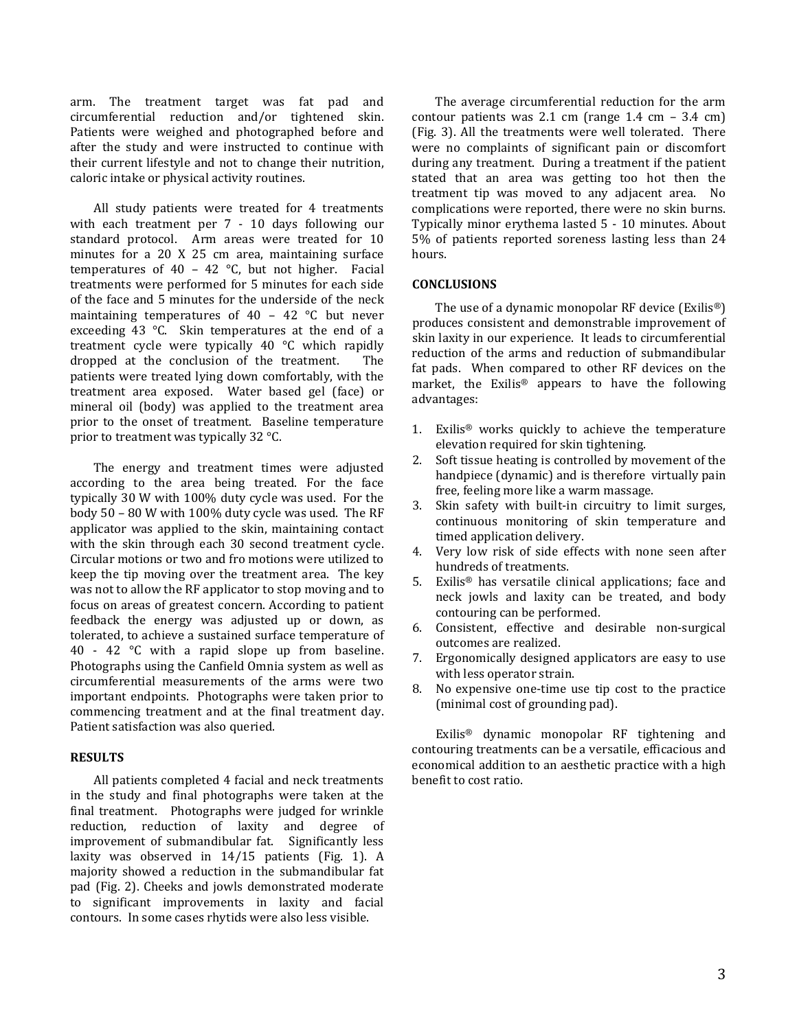arm. The treatment target was fat pad and circumferential reduction and/or tightened skin. Patients were weighed and photographed before and after the study and were instructed to continue with their current lifestyle and not to change their nutrition, caloric intake or physical activity routines.

All study patients were treated for 4 treatments with each treatment per 7 - 10 days following our standard protocol. Arm areas were treated for 10 minutes for a 20 X 25 cm area, maintaining surface temperatures of 40 – 42 °C, but not higher. Facial treatments were performed for 5 minutes for each side of the face and 5 minutes for the underside of the neck maintaining temperatures of 40 – 42 °C but never exceeding 43 °C. Skin temperatures at the end of a treatment cycle were typically 40 °C which rapidly dropped at the conclusion of the treatment. The patients were treated lying down comfortably, with the treatment area exposed. Water based gel (face) or mineral oil (body) was applied to the treatment area prior to the onset of treatment. Baseline temperature prior to treatment was typically 32 °C.

The energy and treatment times were adjusted according to the area being treated. For the face typically 30 W with 100% duty cycle was used. For the body 50 – 80 W with 100% duty cycle was used. The RF applicator was applied to the skin, maintaining contact with the skin through each 30 second treatment cycle. Circular motions or two and fro motions were utilized to keep the tip moving over the treatment area. The key was not to allow the RF applicator to stop moving and to focus on areas of greatest concern. According to patient feedback the energy was adjusted up or down, as tolerated, to achieve a sustained surface temperature of 40 - 42 °C with a rapid slope up from baseline. Photographs using the Canfield Omnia system as well as circumferential measurements of the arms were two important endpoints. Photographs were taken prior to commencing treatment and at the final treatment day. Patient satisfaction was also queried.

**RESULTS**

All patients completed 4 facial and neck treatments in the study and final photographs were taken at the final treatment. Photographs were judged for wrinkle reduction, reduction of laxity and degree of improvement of submandibular fat. Significantly less laxity was observed in 14/15 patients (Fig. 1). A majority showed a reduction in the submandibular fat pad (Fig. 2). Cheeks and jowls demonstrated moderate to significant improvements in laxity and facial contours. In some cases rhytids were also less visible.

The average circumferential reduction for the arm contour patients was 2.1 cm (range 1.4 cm – 3.4 cm) (Fig. 3). All the treatments were well tolerated. There were no complaints of significant pain or discomfort during any treatment. During a treatment if the patient stated that an area was getting too hot then the treatment tip was moved to any adjacent area. No complications were reported, there were no skin burns. Typically minor erythema lasted 5 - 10 minutes. About 5% of patients reported soreness lasting less than 24 hours.

**CONCLUSIONS**

The use of a dynamic monopolar RF device (Exilis®) produces consistent and demonstrable improvement of skin laxity in our experience. It leads to circumferential reduction of the arms and reduction of submandibular fat pads. When compared to other RF devices on the market, the Exilis® appears to have the following advantages:

1. Exilis® works quickly to achieve the temperature elevation required for skin tightening.
2. Soft tissue heating is controlled by movement of the handpiece (dynamic) and is therefore virtually pain free, feeling more like a warm massage.
3. Skin safety with built-in circuitry to limit surges, continuous monitoring of skin temperature and timed application delivery.
4. Very low risk of side effects with none seen after hundreds of treatments.
5. Exilis® has versatile clinical applications; face and neck jowls and laxity can be treated, and body contouring can be performed.
6. Consistent, effective and desirable non-surgical outcomes are realized.
7. Ergonomically designed applicators are easy to use with less operator strain.
8. No expensive one-time use tip cost to the practice (minimal cost of grounding pad).

Exilis® dynamic monopolar RF tightening and contouring treatments can be a versatile, efficacious and economical addition to an aesthetic practice with a high benefit to cost ratio.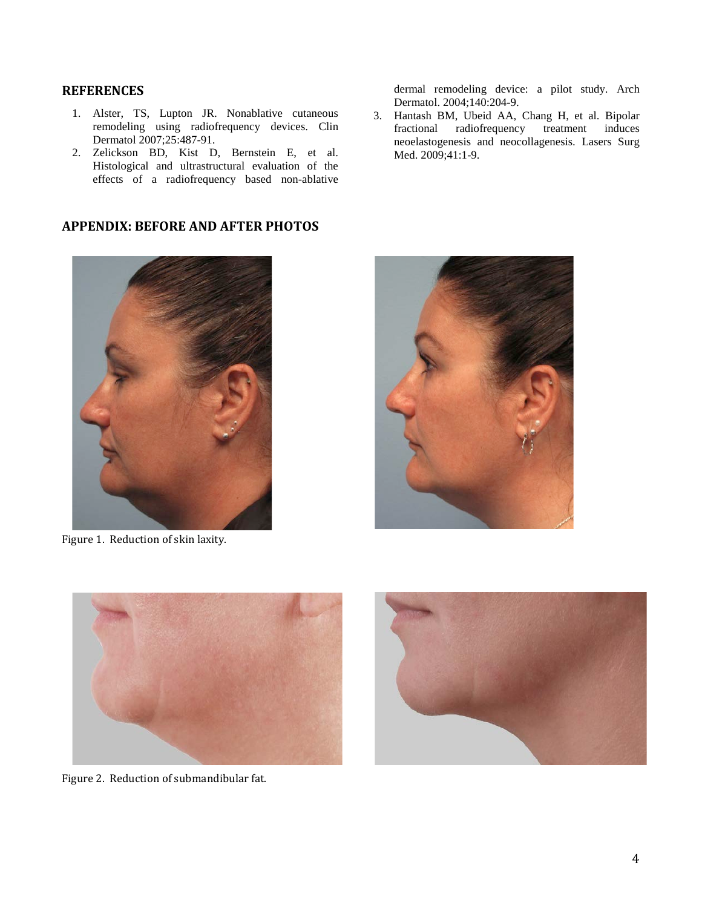## REFERENCES

1. Alster, TS, Lupton JR. Nonablative cutaneous remodeling using radiofrequency devices. Clin Dermatol 2007;25:487-91.
2. Zelickson BD, Kist D, Bernstein E, et al. Histological and ultrastructural evaluation of the effects of a radiofrequency based non-ablative dermal remodeling device: a pilot study. Arch Dermatol. 2004;140:204-9.
3. Hantash BM, Ubeid AA, Chang H, et al. Bipolar fractional radiofrequency treatment induces neoelastogenesis and neocollagenesis. Lasers Surg Med. 2009;41:1-9.

## APPENDIX: BEFORE AND AFTER PHOTOS

Figure 1. Reduction of skin laxity.

Figure 2. Reduction of submandibular fat.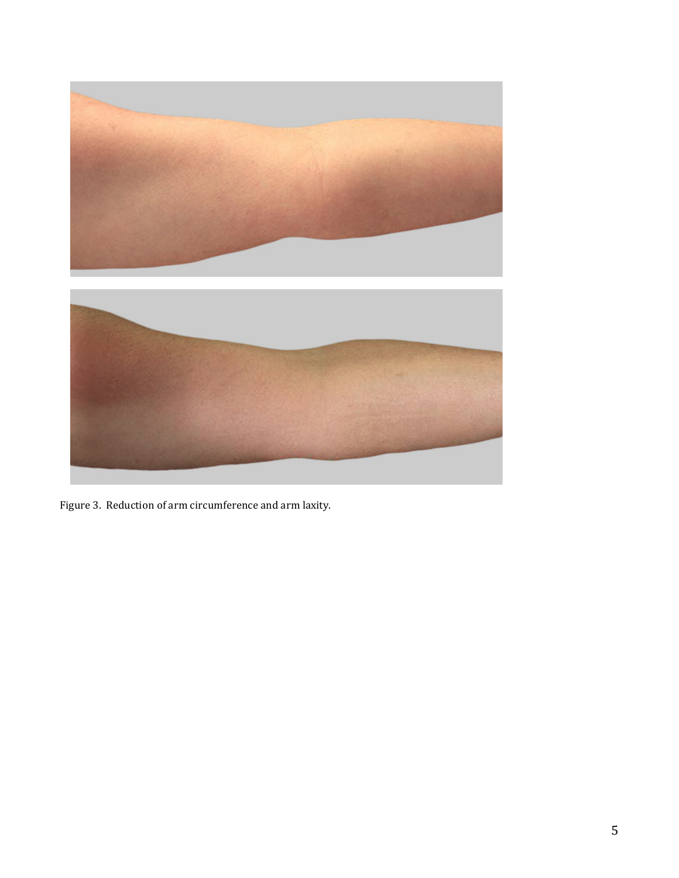Figure 3. Reduction of arm circumference and arm laxity.